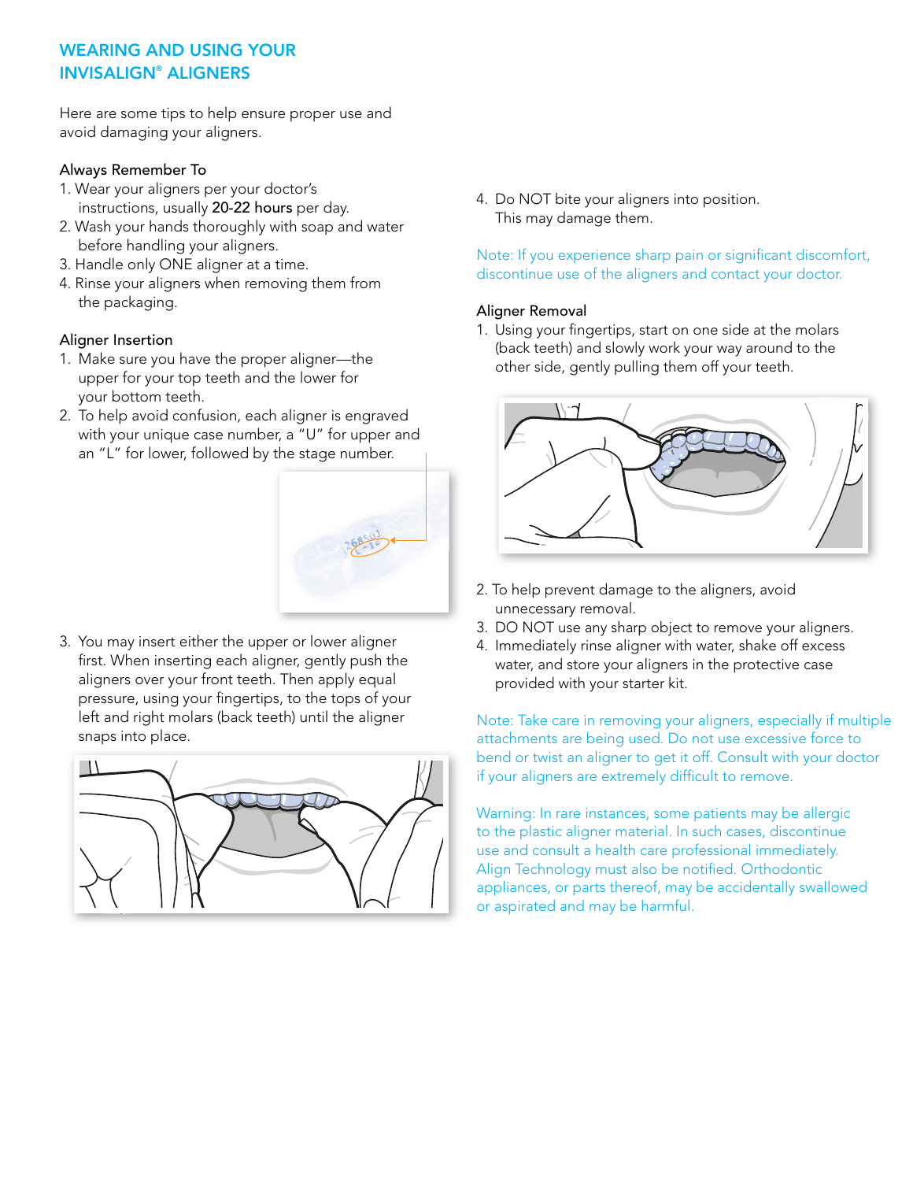# WEARING AND USING YOUR INVISALIGN® ALIGNERS

Here are some tips to help ensure proper use and avoid damaging your aligners.

### Always Remember To

1. Wear your aligners per your doctor's instructions, usually **20-22 hours** per day.
2. Wash your hands thoroughly with soap and water before handling your aligners.
3. Handle only ONE aligner at a time.
4. Rinse your aligners when removing them from the packaging.

### Aligner Insertion

1. Make sure you have the proper aligner—the upper for your top teeth and the lower for your bottom teeth.
2. To help avoid confusion, each aligner is engraved with your unique case number, a "U" for upper and an "L" for lower, followed by the stage number.
3. You may insert either the upper or lower aligner first. When inserting each aligner, gently push the aligners over your front teeth. Then apply equal pressure, using your fingertips, to the tops of your left and right molars (back teeth) until the aligner snaps into place.
4. Do NOT bite your aligners into position. This may damage them.

Note: If you experience sharp pain or significant discomfort, discontinue use of the aligners and contact your doctor.

### Aligner Removal

1. Using your fingertips, start on one side at the molars (back teeth) and slowly work your way around to the other side, gently pulling them off your teeth.
2. To help prevent damage to the aligners, avoid unnecessary removal.
3. DO NOT use any sharp object to remove your aligners.
4. Immediately rinse aligner with water, shake off excess water, and store your aligners in the protective case provided with your starter kit.

Note: Take care in removing your aligners, especially if multiple attachments are being used. Do not use excessive force to bend or twist an aligner to get it off. Consult with your doctor if your aligners are extremely difficult to remove.

Warning: In rare instances, some patients may be allergic to the plastic aligner material. In such cases, discontinue use and consult a health care professional immediately. Align Technology must also be notified. Orthodontic appliances, or parts thereof, may be accidentally swallowed or aspirated and may be harmful.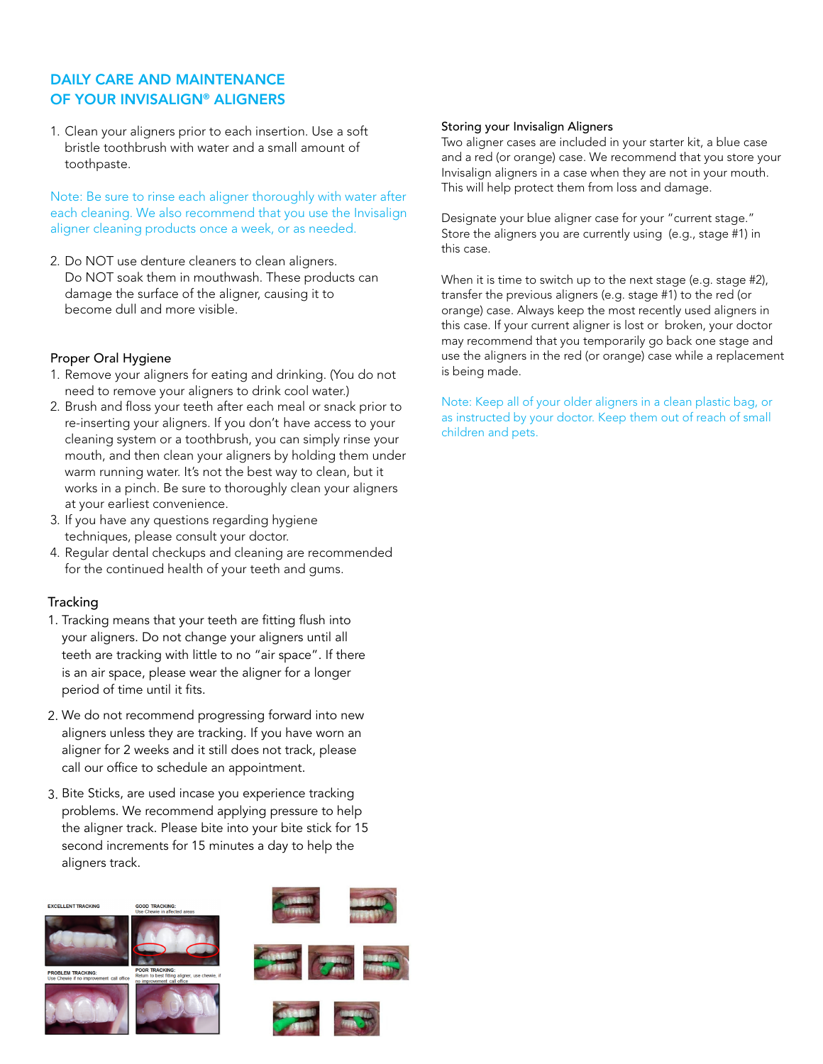## DAILY CARE AND MAINTENANCE OF YOUR INVISALIGN® ALIGNERS

1. Clean your aligners prior to each insertion. Use a soft bristle toothbrush with water and a small amount of toothpaste.

Note: Be sure to rinse each aligner thoroughly with water after each cleaning. We also recommend that you use the Invisalign aligner cleaning products once a week, or as needed.

2. Do NOT use denture cleaners to clean aligners. Do NOT soak them in mouthwash. These products can damage the surface of the aligner, causing it to become dull and more visible.

### Proper Oral Hygiene

1. Remove your aligners for eating and drinking. (You do not need to remove your aligners to drink cool water.)
2. Brush and floss your teeth after each meal or snack prior to re-inserting your aligners. If you don't have access to your cleaning system or a toothbrush, you can simply rinse your mouth, and then clean your aligners by holding them under warm running water. It's not the best way to clean, but it works in a pinch. Be sure to thoroughly clean your aligners at your earliest convenience.
3. If you have any questions regarding hygiene techniques, please consult your doctor.
4. Regular dental checkups and cleaning are recommended for the continued health of your teeth and gums.

### Tracking

1. Tracking means that your teeth are fitting flush into your aligners. Do not change your aligners until all teeth are tracking with little to no "air space". If there is an air space, please wear the aligner for a longer period of time until it fits.
2. We do not recommend progressing forward into new aligners unless they are tracking. If you have worn an aligner for 2 weeks and it still does not track, please call our office to schedule an appointment.
3. Bite Sticks, are used incase you experience tracking problems. We recommend applying pressure to help the aligner track. Please bite into your bite stick for 15 second increments for 15 minutes a day to help the aligners track.

EXCELLENT TRACKING

GOOD TRACKING: Use Chewie in affected areas

PROBLEM TRACKING: Use Chewie if no improvement call office

POOR TRACKING: Return to best fitting aligner, use chewie, if no improvement call office

### Storing your Invisalign Aligners

Two aligner cases are included in your starter kit, a blue case and a red (or orange) case. We recommend that you store your Invisalign aligners in a case when they are not in your mouth. This will help protect them from loss and damage.

Designate your blue aligner case for your "current stage." Store the aligners you are currently using (e.g., stage #1) in this case.

When it is time to switch up to the next stage (e.g. stage #2), transfer the previous aligners (e.g. stage #1) to the red (or orange) case. Always keep the most recently used aligners in this case. If your current aligner is lost or broken, your doctor may recommend that you temporarily go back one stage and use the aligners in the red (or orange) case while a replacement is being made.

Note: Keep all of your older aligners in a clean plastic bag, or as instructed by your doctor. Keep them out of reach of small children and pets.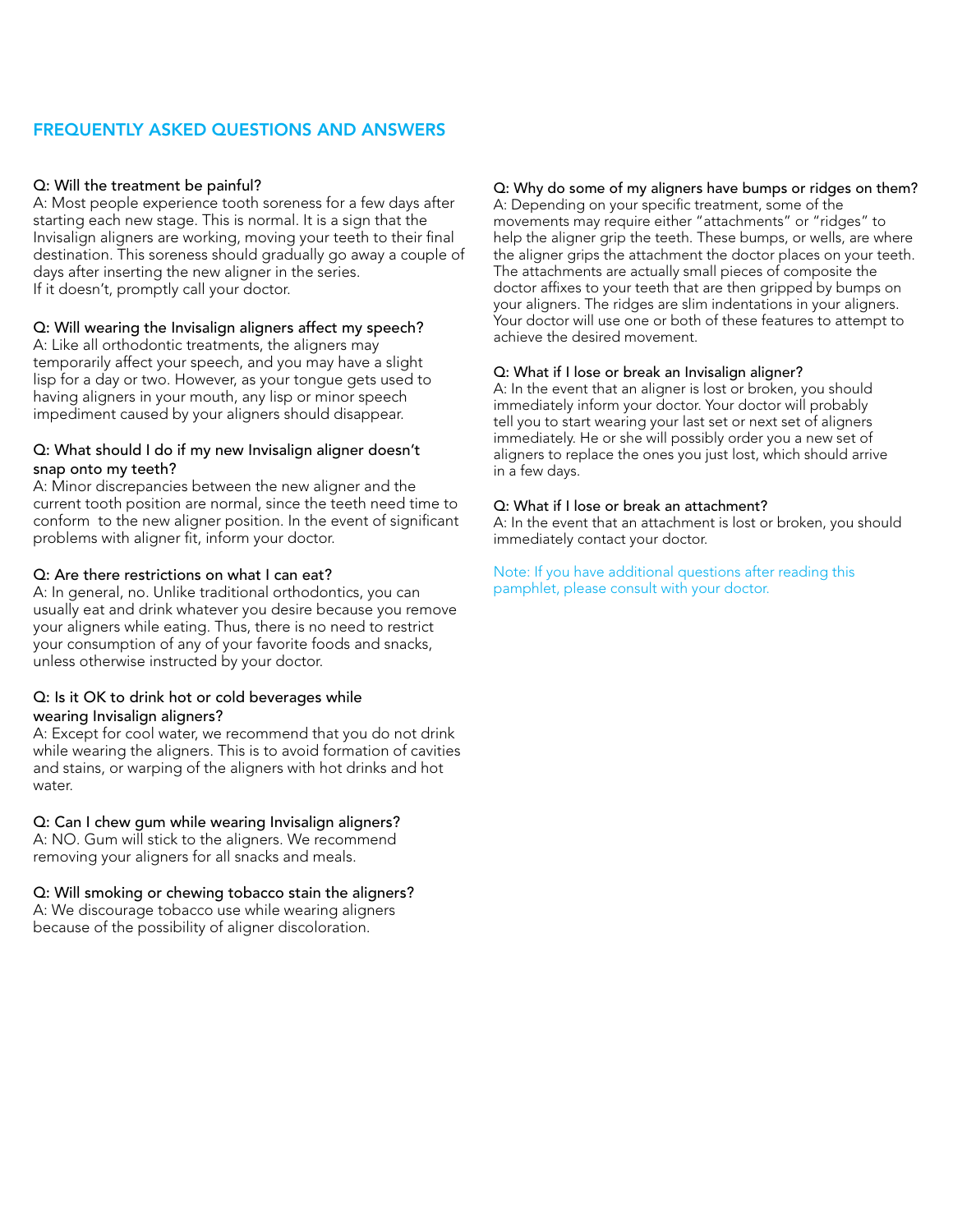## FREQUENTLY ASKED QUESTIONS AND ANSWERS

Q: Will the treatment be painful?
A: Most people experience tooth soreness for a few days after starting each new stage. This is normal. It is a sign that the Invisalign aligners are working, moving your teeth to their final destination. This soreness should gradually go away a couple of days after inserting the new aligner in the series.
If it doesn't, promptly call your doctor.

Q: Will wearing the Invisalign aligners affect my speech?
A: Like all orthodontic treatments, the aligners may temporarily affect your speech, and you may have a slight lisp for a day or two. However, as your tongue gets used to having aligners in your mouth, any lisp or minor speech impediment caused by your aligners should disappear.

Q: What should I do if my new Invisalign aligner doesn't snap onto my teeth?
A: Minor discrepancies between the new aligner and the current tooth position are normal, since the teeth need time to conform to the new aligner position. In the event of significant problems with aligner fit, inform your doctor.

Q: Are there restrictions on what I can eat?
A: In general, no. Unlike traditional orthodontics, you can usually eat and drink whatever you desire because you remove your aligners while eating. Thus, there is no need to restrict your consumption of any of your favorite foods and snacks, unless otherwise instructed by your doctor.

Q: Is it OK to drink hot or cold beverages while wearing Invisalign aligners?
A: Except for cool water, we recommend that you do not drink while wearing the aligners. This is to avoid formation of cavities and stains, or warping of the aligners with hot drinks and hot water.

Q: Can I chew gum while wearing Invisalign aligners?
A: NO. Gum will stick to the aligners. We recommend removing your aligners for all snacks and meals.

Q: Will smoking or chewing tobacco stain the aligners?
A: We discourage tobacco use while wearing aligners because of the possibility of aligner discoloration.

Q: Why do some of my aligners have bumps or ridges on them?
A: Depending on your specific treatment, some of the movements may require either "attachments" or "ridges" to help the aligner grip the teeth. These bumps, or wells, are where the aligner grips the attachment the doctor places on your teeth. The attachments are actually small pieces of composite the doctor affixes to your teeth that are then gripped by bumps on your aligners. The ridges are slim indentations in your aligners. Your doctor will use one or both of these features to attempt to achieve the desired movement.

Q: What if I lose or break an Invisalign aligner?
A: In the event that an aligner is lost or broken, you should immediately inform your doctor. Your doctor will probably tell you to start wearing your last set or next set of aligners immediately. He or she will possibly order you a new set of aligners to replace the ones you just lost, which should arrive in a few days.

Q: What if I lose or break an attachment?
A: In the event that an attachment is lost or broken, you should immediately contact your doctor.

Note: If you have additional questions after reading this pamphlet, please consult with your doctor.